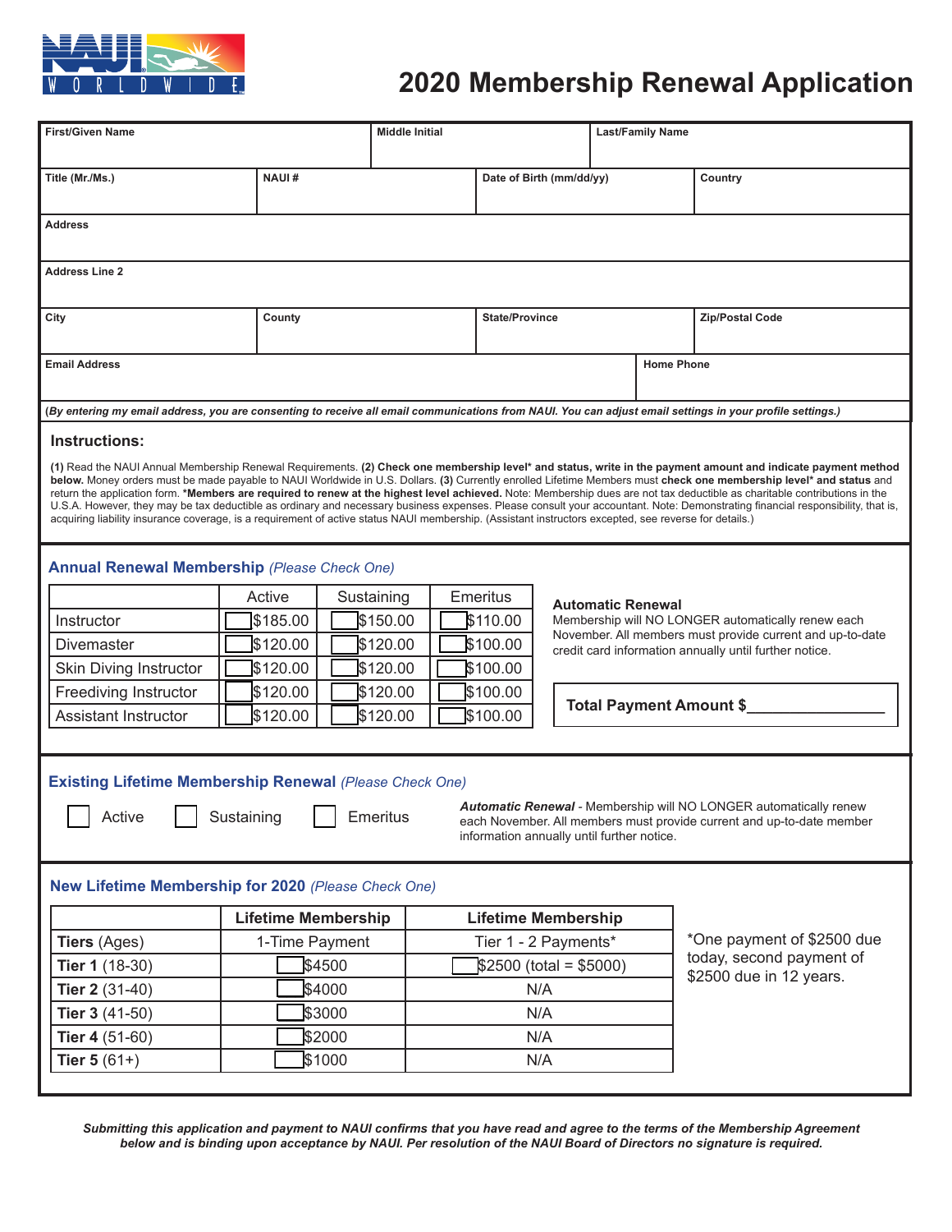# 2020 Membership Renewal Application

| First/Given Name | Middle Initial | Last/Family Name | |
|---|---|---|---|
| | | | |
| **Title (Mr./Ms.)** | **NAUI #** | **Date of Birth (mm/dd/yy)** | **Country** |
| | | | |
| **Address** | | | |
| | | | |
| **Address Line 2** | | | |
| | | | |
| **City** | **County** | **State/Province** | **Zip/Postal Code** |
| | | | |
| **Email Address** | | **Home Phone** | |
| | | | |

*(By entering my email address, you are consenting to receive all email communications from NAUI. You can adjust email settings in your profile settings.)*

## Instructions:

(1) Read the NAUI Annual Membership Renewal Requirements. **(2) Check one membership level* and status, write in the payment amount and indicate payment method below.** Money orders must be made payable to NAUI Worldwide in U.S. Dollars. **(3)** Currently enrolled Lifetime Members must **check one membership level* and status** and return the application form. ***Members are required to renew at the highest level achieved.** Note: Membership dues are not tax deductible as charitable contributions in the U.S.A. However, they may be tax deductible as ordinary and necessary business expenses. Please consult your accountant. Note: Demonstrating financial responsibility, that is, acquiring liability insurance coverage, is a requirement of active status NAUI membership. (Assistant instructors excepted, see reverse for details.)

## Annual Renewal Membership *(Please Check One)*

| | Active | Sustaining | Emeritus |
|---|---|---|---|
| Instructor | ☐ $185.00 | ☐ $150.00 | ☐ $110.00 |
| Divemaster | ☐ $120.00 | ☐ $120.00 | ☐ $100.00 |
| Skin Diving Instructor | ☐ $120.00 | ☐ $120.00 | ☐ $100.00 |
| Freediving Instructor | ☐ $120.00 | ☐ $120.00 | ☐ $100.00 |
| Assistant Instructor | ☐ $120.00 | ☐ $120.00 | ☐ $100.00 |

**Automatic Renewal**
Membership will NO LONGER automatically renew each November. All members must provide current and up-to-date credit card information annually until further notice.

**Total Payment Amount $_______________**

## Existing Lifetime Membership Renewal *(Please Check One)*

☐ Active ☐ Sustaining ☐ Emeritus

***Automatic Renewal*** - Membership will NO LONGER automatically renew each November. All members must provide current and up-to-date member information annually until further notice.

## New Lifetime Membership for 2020 *(Please Check One)*

| | Lifetime Membership | Lifetime Membership |
|---|---|---|
| **Tiers** (Ages) | 1-Time Payment | Tier 1 - 2 Payments* |
| **Tier 1** (18-30) | ☐ $4500 | ☐ $2500 (total = $5000) |
| **Tier 2** (31-40) | ☐ $4000 | N/A |
| **Tier 3** (41-50) | ☐ $3000 | N/A |
| **Tier 4** (51-60) | ☐ $2000 | N/A |
| **Tier 5** (61+) | ☐ $1000 | N/A |

*One payment of $2500 due today, second payment of $2500 due in 12 years.

***Submitting this application and payment to NAUI confirms that you have read and agree to the terms of the Membership Agreement below and is binding upon acceptance by NAUI. Per resolution of the NAUI Board of Directors no signature is required.***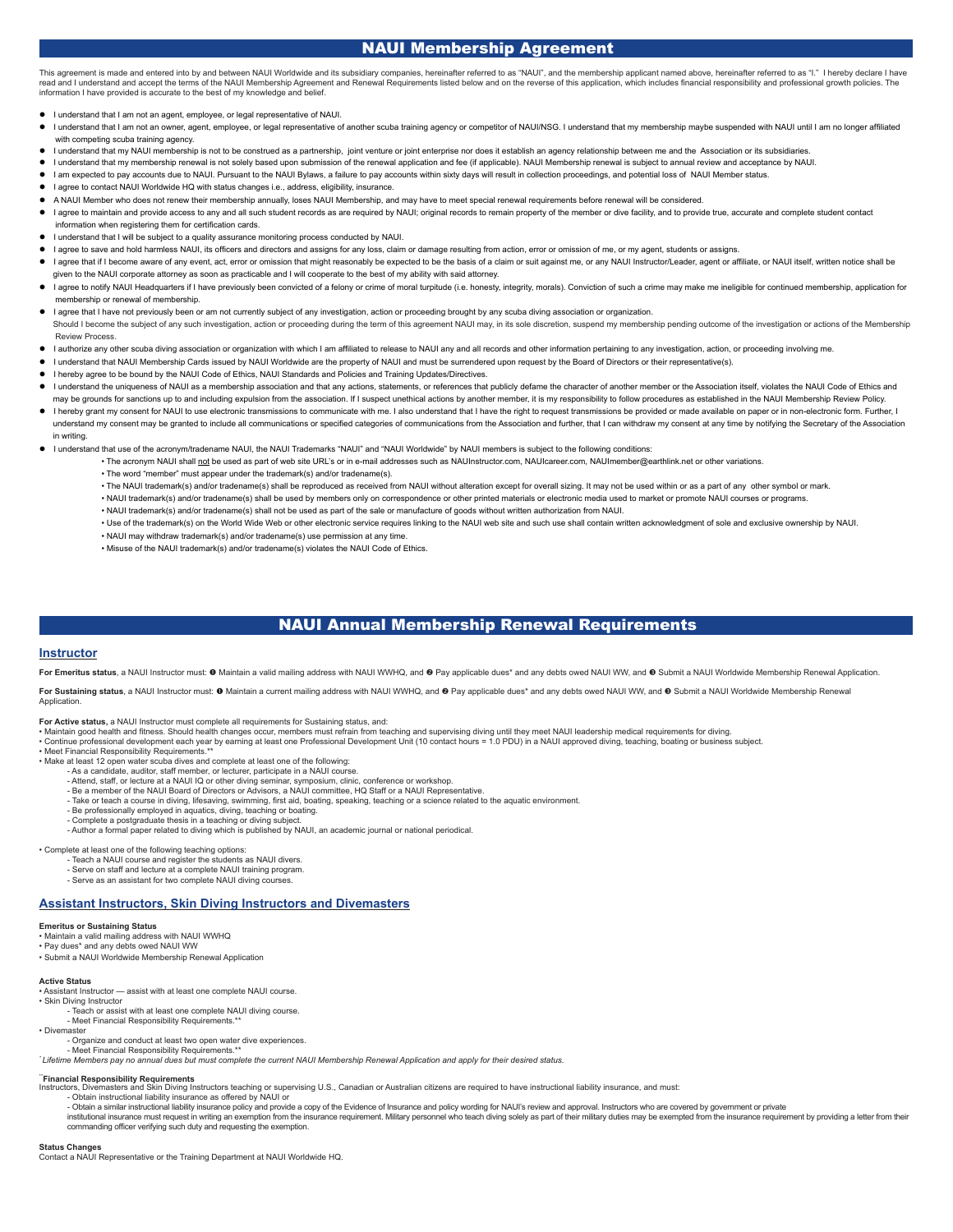# NAUI Membership Agreement

This agreement is made and entered into by and between NAUI Worldwide and its subsidiary companies, hereinafter referred to as "NAUI", and the membership applicant named above, hereinafter referred to as "I." I hereby declare I have read and I understand and accept the terms of the NAUI Membership Agreement and Renewal Requirements listed below and on the reverse of this application, which includes financial responsibility and professional growth policies. The information I have provided is accurate to the best of my knowledge and belief.

- I understand that I am not an agent, employee, or legal representative of NAUI.
- I understand that I am not an owner, agent, employee, or legal representative of another scuba training agency or competitor of NAUI/NSG. I understand that my membership maybe suspended with NAUI until I am no longer affiliated with competing scuba training agency.
- I understand that my NAUI membership is not to be construed as a partnership, joint venture or joint enterprise nor does it establish an agency relationship between me and the Association or its subsidiaries.
- I understand that my membership renewal is not solely based upon submission of the renewal application and fee (if applicable). NAUI Membership renewal is subject to annual review and acceptance by NAUI.
- I am expected to pay accounts due to NAUI. Pursuant to the NAUI Bylaws, a failure to pay accounts within sixty days will result in collection proceedings, and potential loss of NAUI Member status.
- I agree to contact NAUI Worldwide HQ with status changes i.e., address, eligibility, insurance.
- A NAUI Member who does not renew their membership annually, loses NAUI Membership, and may have to meet special renewal requirements before renewal will be considered.
- I agree to maintain and provide access to any and all such student records as are required by NAUI; original records to remain property of the member or dive facility, and to provide true, accurate and complete student contact information when registering them for certification cards.
- I understand that I will be subject to a quality assurance monitoring process conducted by NAUI.
- I agree to save and hold harmless NAUI, its officers and directors and assigns for any loss, claim or damage resulting from action, error or omission of me, or my agent, students or assigns.
- I agree that if I become aware of any event, act, error or omission that might reasonably be expected to be the basis of a claim or suit against me, or any NAUI Instructor/Leader, agent or affiliate, or NAUI itself, written notice shall be given to the NAUI corporate attorney as soon as practicable and I will cooperate to the best of my ability with said attorney.
- I agree to notify NAUI Headquarters if I have previously been convicted of a felony or crime of moral turpitude (i.e. honesty, integrity, morals). Conviction of such a crime may make me ineligible for continued membership, application for membership or renewal of membership.
- I agree that I have not previously been or am not currently subject of any investigation, action or proceeding brought by any scuba diving association or organization.
  Should I become the subject of any such investigation, action or proceeding during the term of this agreement NAUI may, in its sole discretion, suspend my membership pending outcome of the investigation or actions of the Membership Review Process.
- I authorize any other scuba diving association or organization with which I am affiliated to release to NAUI any and all records and other information pertaining to any investigation, action, or proceeding involving me.
- I understand that NAUI Membership Cards issued by NAUI Worldwide are the property of NAUI and must be surrendered upon request by the Board of Directors or their representative(s).
- I hereby agree to be bound by the NAUI Code of Ethics, NAUI Standards and Policies and Training Updates/Directives.
- I understand the uniqueness of NAUI as a membership association and that any actions, statements, or references that publicly defame the character of another member or the Association itself, violates the NAUI Code of Ethics and may be grounds for sanctions up to and including expulsion from the association. If I suspect unethical actions by another member, it is my responsibility to follow procedures as established in the NAUI Membership Review Policy.
- I hereby grant my consent for NAUI to use electronic transmissions to communicate with me. I also understand that I have the right to request transmissions be provided or made available on paper or in non-electronic form. Further, I understand my consent may be granted to include all communications or specified categories of communications from the Association and further, that I can withdraw my consent at any time by notifying the Secretary of the Association in writing.
- I understand that use of the acronym/tradename NAUI, the NAUI Trademarks "NAUI" and "NAUI Worldwide" by NAUI members is subject to the following conditions:
  - The acronym NAUI shall not be used as part of web site URL's or in e-mail addresses such as NAUInstructor.com, NAUIcareer.com, NAUImember@earthlink.net or other variations.
  - The word "member" must appear under the trademark(s) and/or tradename(s).
  - The NAUI trademark(s) and/or tradename(s) shall be reproduced as received from NAUI without alteration except for overall sizing. It may not be used within or as a part of any other symbol or mark.
  - NAUI trademark(s) and/or tradename(s) shall be used by members only on correspondence or other printed materials or electronic media used to market or promote NAUI courses or programs.
  - NAUI trademark(s) and/or tradename(s) shall not be used as part of the sale or manufacture of goods without written authorization from NAUI.
  - Use of the trademark(s) on the World Wide Web or other electronic service requires linking to the NAUI web site and such use shall contain written acknowledgment of sole and exclusive ownership by NAUI.
  - NAUI may withdraw trademark(s) and/or tradename(s) use permission at any time.
  - Misuse of the NAUI trademark(s) and/or tradename(s) violates the NAUI Code of Ethics.

# NAUI Annual Membership Renewal Requirements

## Instructor

**For Emeritus status**, a NAUI Instructor must: ❶ Maintain a valid mailing address with NAUI WWHQ, and ❷ Pay applicable dues* and any debts owed NAUI WW, and ❸ Submit a NAUI Worldwide Membership Renewal Application.

**For Sustaining status**, a NAUI Instructor must: ❶ Maintain a current mailing address with NAUI WWHQ, and ❷ Pay applicable dues* and any debts owed NAUI WW, and ❸ Submit a NAUI Worldwide Membership Renewal Application.

**For Active status,** a NAUI Instructor must complete all requirements for Sustaining status, and:

- Maintain good health and fitness. Should health changes occur, members must refrain from teaching and supervising diving until they meet NAUI leadership medical requirements for diving.
- Continue professional development each year by earning at least one Professional Development Unit (10 contact hours = 1.0 PDU) in a NAUI approved diving, teaching, boating or business subject.
- Meet Financial Responsibility Requirements.**
- Make at least 12 open water scuba dives and complete at least one of the following:
  - As a candidate, auditor, staff member, or lecturer, participate in a NAUI course.
  - Attend, staff, or lecture at a NAUI IQ or other diving seminar, symposium, clinic, conference or workshop.
  - Be a member of the NAUI Board of Directors or Advisors, a NAUI committee, HQ Staff or a NAUI Representative.
  - Take or teach a course in diving, lifesaving, swimming, first aid, boating, speaking, teaching or a science related to the aquatic environment.
  - Be professionally employed in aquatics, diving, teaching or boating.
  - Complete a postgraduate thesis in a teaching or diving subject.
  - Author a formal paper related to diving which is published by NAUI, an academic journal or national periodical.
- Complete at least one of the following teaching options:
  - Teach a NAUI course and register the students as NAUI divers.
  - Serve on staff and lecture at a complete NAUI training program.
  - Serve as an assistant for two complete NAUI diving courses.

## Assistant Instructors, Skin Diving Instructors and Divemasters

**Emeritus or Sustaining Status**

- Maintain a valid mailing address with NAUI WWHQ
- Pay dues* and any debts owed NAUI WW
- Submit a NAUI Worldwide Membership Renewal Application

**Active Status**

- Assistant Instructor — assist with at least one complete NAUI course.
- Skin Diving Instructor
  - Teach or assist with at least one complete NAUI diving course.
  - Meet Financial Responsibility Requirements.**
- Divemaster
  - Organize and conduct at least two open water dive experiences.
  - Meet Financial Responsibility Requirements.**

*\* Lifetime Members pay no annual dues but must complete the current NAUI Membership Renewal Application and apply for their desired status.*

**\*\*Financial Responsibility Requirements**

Instructors, Divemasters and Skin Diving Instructors teaching or supervising U.S., Canadian or Australian citizens are required to have instructional liability insurance, and must:

- Obtain instructional liability insurance as offered by NAUI or
- Obtain a similar instructional liability insurance policy and provide a copy of the Evidence of Insurance and policy wording for NAUI's review and approval. Instructors who are covered by government or private institutional insurance must request in writing an exemption from the insurance requirement. Military personnel who teach diving solely as part of their military duties may be exempted from the insurance requirement by providing a letter from their commanding officer verifying such duty and requesting the exemption.

**Status Changes**

Contact a NAUI Representative or the Training Department at NAUI Worldwide HQ.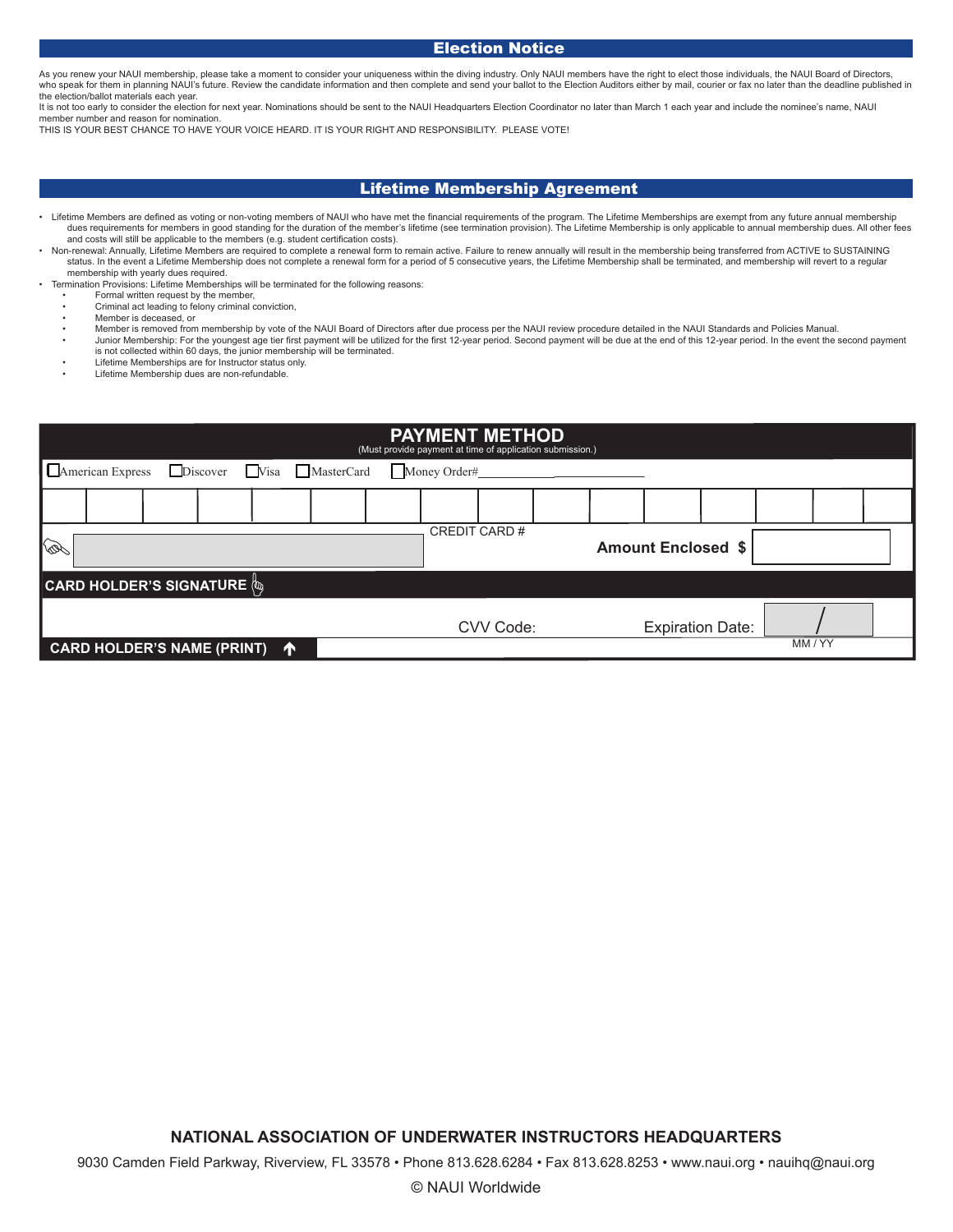## Election Notice

As you renew your NAUI membership, please take a moment to consider your uniqueness within the diving industry. Only NAUI members have the right to elect those individuals, the NAUI Board of Directors, who speak for them in planning NAUI's future. Review the candidate information and then complete and send your ballot to the Election Auditors either by mail, courier or fax no later than the deadline published in the election/ballot materials each year.

It is not too early to consider the election for next year. Nominations should be sent to the NAUI Headquarters Election Coordinator no later than March 1 each year and include the nominee's name, NAUI member number and reason for nomination.

THIS IS YOUR BEST CHANCE TO HAVE YOUR VOICE HEARD. IT IS YOUR RIGHT AND RESPONSIBILITY. PLEASE VOTE!

## Lifetime Membership Agreement

- Lifetime Members are defined as voting or non-voting members of NAUI who have met the financial requirements of the program. The Lifetime Memberships are exempt from any future annual membership dues requirements for members in good standing for the duration of the member's lifetime (see termination provision). The Lifetime Membership is only applicable to annual membership dues. All other fees and costs will still be applicable to the members (e.g. student certification costs).
- Non-renewal: Annually, Lifetime Members are required to complete a renewal form to remain active. Failure to renew annually will result in the membership being transferred from ACTIVE to SUSTAINING status. In the event a Lifetime Membership does not complete a renewal form for a period of 5 consecutive years, the Lifetime Membership shall be terminated, and membership will revert to a regular membership with yearly dues required.
- Termination Provisions: Lifetime Memberships will be terminated for the following reasons:
  - Formal written request by the member,
  - Criminal act leading to felony criminal conviction,
  - Member is deceased, or
  - Member is removed from membership by vote of the NAUI Board of Directors after due process per the NAUI review procedure detailed in the NAUI Standards and Policies Manual.
  - Junior Membership: For the youngest age tier first payment will be utilized for the first 12-year period. Second payment will be due at the end of this 12-year period. In the event the second payment is not collected within 60 days, the junior membership will be terminated.
  - Lifetime Memberships are for Instructor status only.
  - Lifetime Membership dues are non-refundable.

## PAYMENT METHOD

(Must provide payment at time of application submission.)

☐ American Express ☐ Discover ☐ Visa ☐ MasterCard ☐ Money Order#________________________

CREDIT CARD #

Amount Enclosed $

CARD HOLDER'S SIGNATURE

CVV Code: Expiration Date: / (MM / YY)

CARD HOLDER'S NAME (PRINT)

**NATIONAL ASSOCIATION OF UNDERWATER INSTRUCTORS HEADQUARTERS**

9030 Camden Field Parkway, Riverview, FL 33578 • Phone 813.628.6284 • Fax 813.628.8253 • www.naui.org • nauihq@naui.org

© NAUI Worldwide